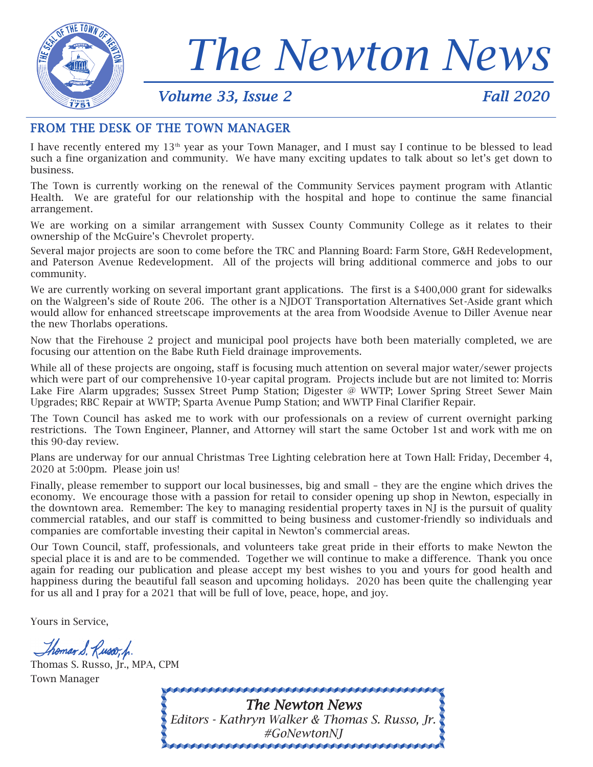# The Newton News

*Volume 33, Issue 2* *Fall 2020*

## FROM THE DESK OF THE TOWN MANAGER

I have recently entered my 13th year as your Town Manager, and I must say I continue to be blessed to lead such a fine organization and community. We have many exciting updates to talk about so let's get down to business.

The Town is currently working on the renewal of the Community Services payment program with Atlantic Health. We are grateful for our relationship with the hospital and hope to continue the same financial arrangement.

We are working on a similar arrangement with Sussex County Community College as it relates to their ownership of the McGuire's Chevrolet property.

Several major projects are soon to come before the TRC and Planning Board: Farm Store, G&H Redevelopment, and Paterson Avenue Redevelopment. All of the projects will bring additional commerce and jobs to our community.

We are currently working on several important grant applications. The first is a $400,000 grant for sidewalks on the Walgreen's side of Route 206. The other is a NJDOT Transportation Alternatives Set-Aside grant which would allow for enhanced streetscape improvements at the area from Woodside Avenue to Diller Avenue near the new Thorlabs operations.

Now that the Firehouse 2 project and municipal pool projects have both been materially completed, we are focusing our attention on the Babe Ruth Field drainage improvements.

While all of these projects are ongoing, staff is focusing much attention on several major water/sewer projects which were part of our comprehensive 10-year capital program. Projects include but are not limited to: Morris Lake Fire Alarm upgrades; Sussex Street Pump Station; Digester @ WWTP; Lower Spring Street Sewer Main Upgrades; RBC Repair at WWTP; Sparta Avenue Pump Station; and WWTP Final Clarifier Repair.

The Town Council has asked me to work with our professionals on a review of current overnight parking restrictions. The Town Engineer, Planner, and Attorney will start the same October 1st and work with me on this 90-day review.

Plans are underway for our annual Christmas Tree Lighting celebration here at Town Hall: Friday, December 4, 2020 at 5:00pm. Please join us!

Finally, please remember to support our local businesses, big and small – they are the engine which drives the economy. We encourage those with a passion for retail to consider opening up shop in Newton, especially in the downtown area. Remember: The key to managing residential property taxes in NJ is the pursuit of quality commercial ratables, and our staff is committed to being business and customer-friendly so individuals and companies are comfortable investing their capital in Newton's commercial areas.

Our Town Council, staff, professionals, and volunteers take great pride in their efforts to make Newton the special place it is and are to be commended. Together we will continue to make a difference. Thank you once again for reading our publication and please accept my best wishes to you and yours for good health and happiness during the beautiful fall season and upcoming holidays. 2020 has been quite the challenging year for us all and I pray for a 2021 that will be full of love, peace, hope, and joy.

Yours in Service,

*Thomas S. Russo, Jr.*

Thomas S. Russo, Jr., MPA, CPM
Town Manager

*The Newton News*
*Editors - Kathryn Walker & Thomas S. Russo, Jr.*
*#GoNewtonNJ*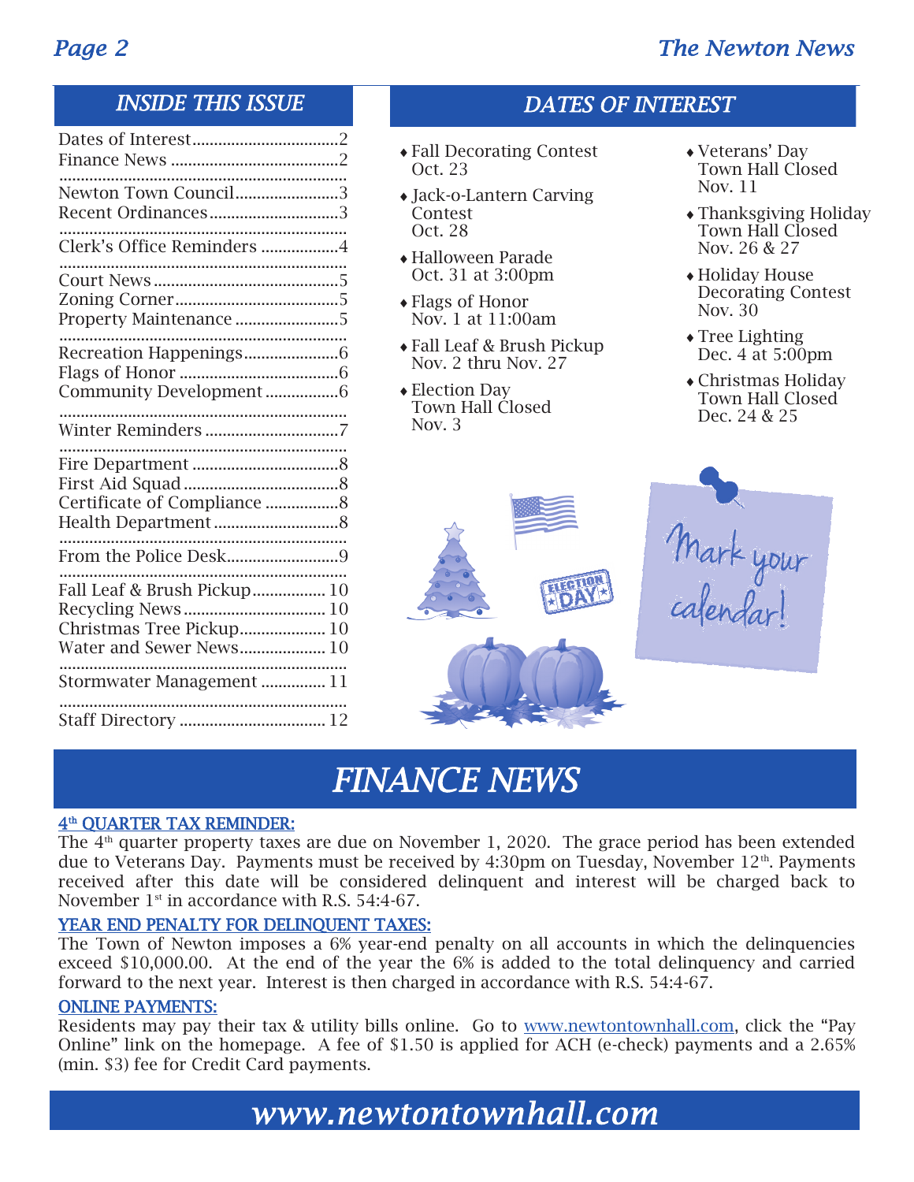## INSIDE THIS ISSUE

- Dates of Interest....................................2
- Finance News ........................................2
- Newton Town Council..........................3
- Recent Ordinances...............................3
- Clerk's Office Reminders ...................4
- Court News.............................................5
- Zoning Corner........................................5
- Property Maintenance .........................5
- Recreation Happenings........................6
- Flags of Honor ......................................6
- Community Development....................6
- Winter Reminders.................................7
- Fire Department ...................................8
- First Aid Squad.....................................8
- Certificate of Compliance ...................8
- Health Department...............................8
- From the Police Desk...........................9
- Fall Leaf & Brush Pickup................. 10
- Recycling News ................................. 10
- Christmas Tree Pickup...................... 10
- Water and Sewer News..................... 10
- Stormwater Management ................ 11
- Staff Directory .................................. 12

## DATES OF INTEREST

- Fall Decorating Contest  
  Oct. 23
- Jack-o-Lantern Carving Contest  
  Oct. 28
- Halloween Parade  
  Oct. 31 at 3:00pm
- Flags of Honor  
  Nov. 1 at 11:00am
- Fall Leaf & Brush Pickup  
  Nov. 2 thru Nov. 27
- Election Day  
  Town Hall Closed  
  Nov. 3
- Veterans' Day  
  Town Hall Closed  
  Nov. 11
- Thanksgiving Holiday  
  Town Hall Closed  
  Nov. 26 & 27
- Holiday House Decorating Contest  
  Nov. 30
- Tree Lighting  
  Dec. 4 at 5:00pm
- Christmas Holiday  
  Town Hall Closed  
  Dec. 24 & 25

Mark your calendar!

# FINANCE NEWS

**4th QUARTER TAX REMINDER:**

The 4th quarter property taxes are due on November 1, 2020. The grace period has been extended due to Veterans Day. Payments must be received by 4:30pm on Tuesday, November 12th. Payments received after this date will be considered delinquent and interest will be charged back to November 1st in accordance with R.S. 54:4-67.

**YEAR END PENALTY FOR DELINQUENT TAXES:**

The Town of Newton imposes a 6% year-end penalty on all accounts in which the delinquencies exceed $10,000.00. At the end of the year the 6% is added to the total delinquency and carried forward to the next year. Interest is then charged in accordance with R.S. 54:4-67.

**ONLINE PAYMENTS:**

Residents may pay their tax & utility bills online. Go to www.newtontownhall.com, click the "Pay Online" link on the homepage. A fee of $1.50 is applied for ACH (e-check) payments and a 2.65% (min. $3) fee for Credit Card payments.

www.newtontownhall.com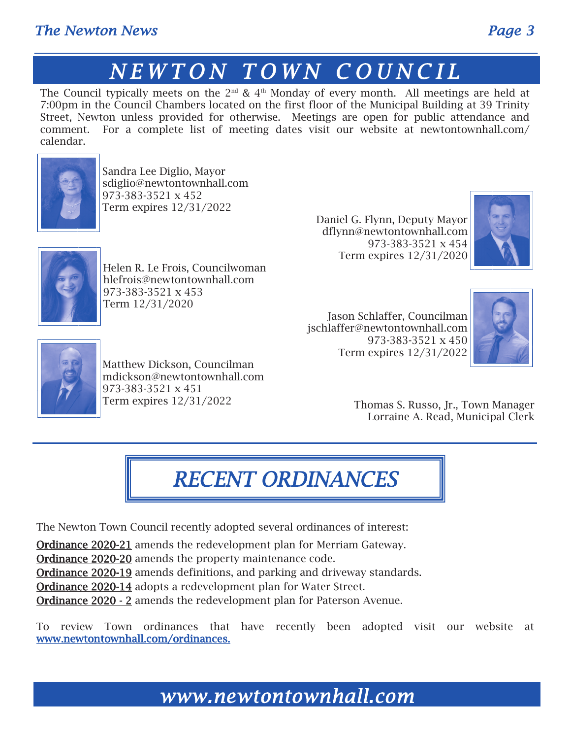# NEWTON TOWN COUNCIL

The Council typically meets on the 2nd & 4th Monday of every month. All meetings are held at 7:00pm in the Council Chambers located on the first floor of the Municipal Building at 39 Trinity Street, Newton unless provided for otherwise. Meetings are open for public attendance and comment. For a complete list of meeting dates visit our website at newtontownhall.com/calendar.

Sandra Lee Diglio, Mayor
sdiglio@newtontownhall.com
973-383-3521 x 452
Term expires 12/31/2022

Daniel G. Flynn, Deputy Mayor
dflynn@newtontownhall.com
973-383-3521 x 454
Term expires 12/31/2020

Helen R. Le Frois, Councilwoman
hlefrois@newtontownhall.com
973-383-3521 x 453
Term 12/31/2020

Jason Schlaffer, Councilman
jschlaffer@newtontownhall.com
973-383-3521 x 450
Term expires 12/31/2022

Matthew Dickson, Councilman
mdickson@newtontownhall.com
973-383-3521 x 451
Term expires 12/31/2022

Thomas S. Russo, Jr., Town Manager
Lorraine A. Read, Municipal Clerk

# RECENT ORDINANCES

The Newton Town Council recently adopted several ordinances of interest:

Ordinance 2020-21 amends the redevelopment plan for Merriam Gateway.
Ordinance 2020-20 amends the property maintenance code.
Ordinance 2020-19 amends definitions, and parking and driveway standards.
Ordinance 2020-14 adopts a redevelopment plan for Water Street.
Ordinance 2020 - 2 amends the redevelopment plan for Paterson Avenue.

To review Town ordinances that have recently been adopted visit our website at www.newtontownhall.com/ordinances.

*www.newtontownhall.com*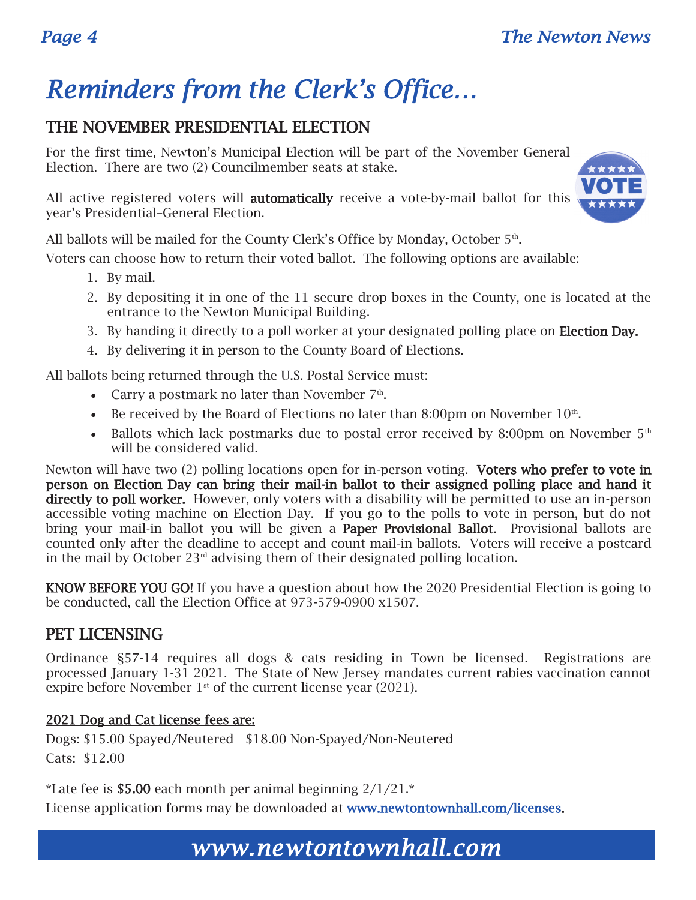# Reminders from the Clerk's Office…

## THE NOVEMBER PRESIDENTIAL ELECTION

For the first time, Newton's Municipal Election will be part of the November General Election. There are two (2) Councilmember seats at stake.

All active registered voters will **automatically** receive a vote-by-mail ballot for this year's Presidential–General Election.

All ballots will be mailed for the County Clerk's Office by Monday, October 5th.

Voters can choose how to return their voted ballot. The following options are available:

1. By mail.
2. By depositing it in one of the 11 secure drop boxes in the County, one is located at the entrance to the Newton Municipal Building.
3. By handing it directly to a poll worker at your designated polling place on **Election Day.**
4. By delivering it in person to the County Board of Elections.

All ballots being returned through the U.S. Postal Service must:

- Carry a postmark no later than November 7th.
- Be received by the Board of Elections no later than 8:00pm on November 10th.
- Ballots which lack postmarks due to postal error received by 8:00pm on November 5th will be considered valid.

Newton will have two (2) polling locations open for in-person voting. **Voters who prefer to vote in person on Election Day can bring their mail-in ballot to their assigned polling place and hand it directly to poll worker.** However, only voters with a disability will be permitted to use an in-person accessible voting machine on Election Day. If you go to the polls to vote in person, but do not bring your mail-in ballot you will be given a **Paper Provisional Ballot.** Provisional ballots are counted only after the deadline to accept and count mail-in ballots. Voters will receive a postcard in the mail by October 23rd advising them of their designated polling location.

**KNOW BEFORE YOU GO!** If you have a question about how the 2020 Presidential Election is going to be conducted, call the Election Office at 973-579-0900 x1507.

## PET LICENSING

Ordinance §57-14 requires all dogs & cats residing in Town be licensed. Registrations are processed January 1-31 2021. The State of New Jersey mandates current rabies vaccination cannot expire before November 1st of the current license year (2021).

**2021 Dog and Cat license fees are:**

Dogs: $15.00 Spayed/Neutered   $18.00 Non-Spayed/Non-Neutered

Cats: $12.00

*Late fee is **$5.00** each month per animal beginning 2/1/21.*

License application forms may be downloaded at www.newtontownhall.com/licenses.

*www.newtontownhall.com*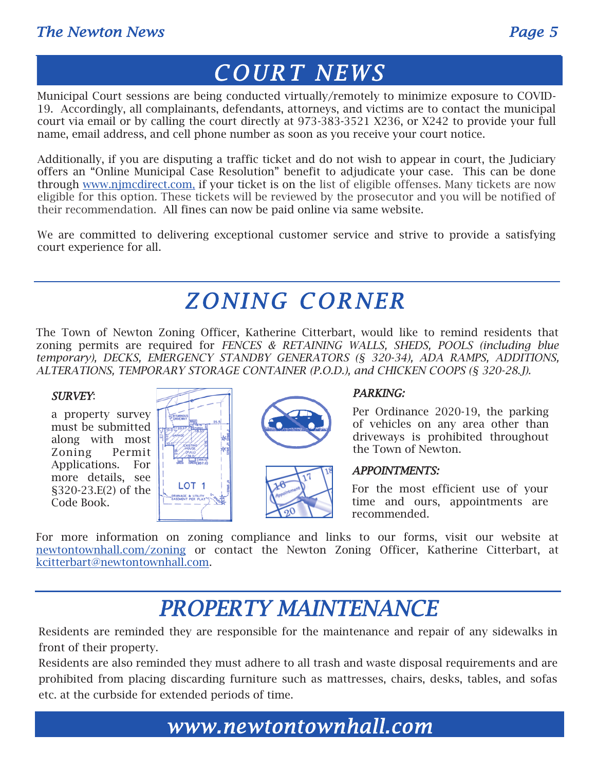# COURT NEWS

Municipal Court sessions are being conducted virtually/remotely to minimize exposure to COVID-19. Accordingly, all complainants, defendants, attorneys, and victims are to contact the municipal court via email or by calling the court directly at 973-383-3521 X236, or X242 to provide your full name, email address, and cell phone number as soon as you receive your court notice.

Additionally, if you are disputing a traffic ticket and do not wish to appear in court, the Judiciary offers an "Online Municipal Case Resolution" benefit to adjudicate your case. This can be done through www.njmcdirect.com, if your ticket is on the list of eligible offenses. Many tickets are now eligible for this option. These tickets will be reviewed by the prosecutor and you will be notified of their recommendation. All fines can now be paid online via same website.

We are committed to delivering exceptional customer service and strive to provide a satisfying court experience for all.

# ZONING CORNER

The Town of Newton Zoning Officer, Katherine Citterbart, would like to remind residents that zoning permits are required for *FENCES & RETAINING WALLS, SHEDS, POOLS (including blue temporary), DECKS, EMERGENCY STANDBY GENERATORS (§ 320-34), ADA RAMPS, ADDITIONS, ALTERATIONS, TEMPORARY STORAGE CONTAINER (P.O.D.), and CHICKEN COOPS (§ 320-28.J).*

*SURVEY*:

a property survey must be submitted along with most Zoning Permit Applications. For more details, see §320-23.E(2) of the Code Book.

*PARKING:*

Per Ordinance 2020-19, the parking of vehicles on any area other than driveways is prohibited throughout the Town of Newton.

*APPOINTMENTS:*

For the most efficient use of your time and ours, appointments are recommended.

For more information on zoning compliance and links to our forms, visit our website at newtontownhall.com/zoning or contact the Newton Zoning Officer, Katherine Citterbart, at kcitterbart@newtontownhall.com.

# PROPERTY MAINTENANCE

Residents are reminded they are responsible for the maintenance and repair of any sidewalks in front of their property.

Residents are also reminded they must adhere to all trash and waste disposal requirements and are prohibited from placing discarding furniture such as mattresses, chairs, desks, tables, and sofas etc. at the curbside for extended periods of time.

*www.newtontownhall.com*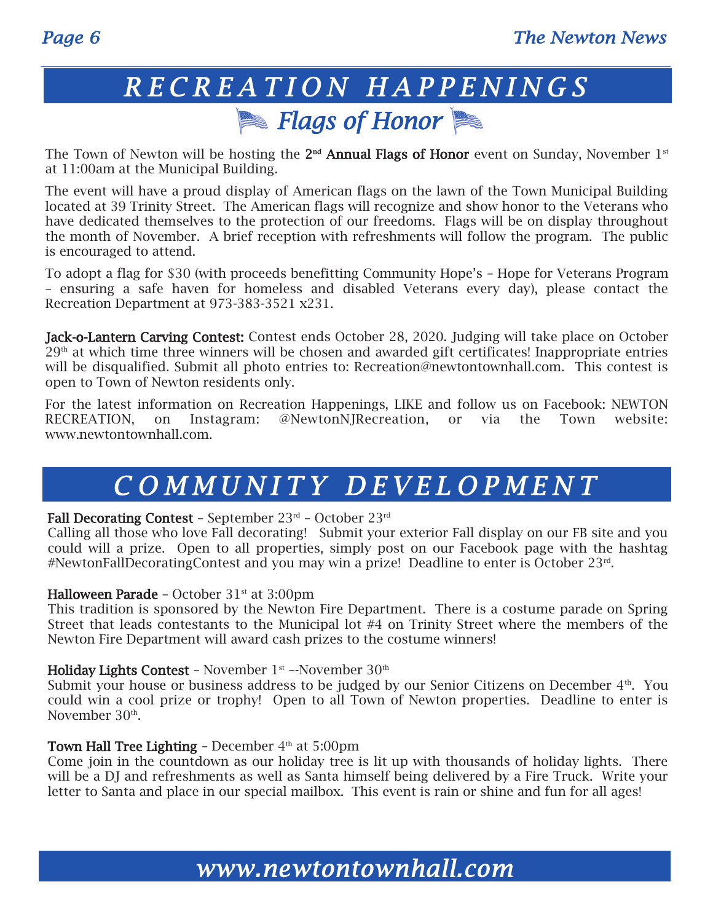# RECREATION HAPPENINGS

## Flags of Honor

The Town of Newton will be hosting the **2nd Annual Flags of Honor** event on Sunday, November 1st at 11:00am at the Municipal Building.

The event will have a proud display of American flags on the lawn of the Town Municipal Building located at 39 Trinity Street. The American flags will recognize and show honor to the Veterans who have dedicated themselves to the protection of our freedoms. Flags will be on display throughout the month of November. A brief reception with refreshments will follow the program. The public is encouraged to attend.

To adopt a flag for $30 (with proceeds benefitting Community Hope's – Hope for Veterans Program – ensuring a safe haven for homeless and disabled Veterans every day), please contact the Recreation Department at 973-383-3521 x231.

**Jack-o-Lantern Carving Contest:** Contest ends October 28, 2020. Judging will take place on October 29th at which time three winners will be chosen and awarded gift certificates! Inappropriate entries will be disqualified. Submit all photo entries to: Recreation@newtontownhall.com. This contest is open to Town of Newton residents only.

For the latest information on Recreation Happenings, LIKE and follow us on Facebook: NEWTON RECREATION, on Instagram: @NewtonNJRecreation, or via the Town website: www.newtontownhall.com.

# COMMUNITY DEVELOPMENT

**Fall Decorating Contest** – September 23rd – October 23rd
Calling all those who love Fall decorating! Submit your exterior Fall display on our FB site and you could will a prize. Open to all properties, simply post on our Facebook page with the hashtag #NewtonFallDecoratingContest and you may win a prize! Deadline to enter is October 23rd.

**Halloween Parade** – October 31st at 3:00pm
This tradition is sponsored by the Newton Fire Department. There is a costume parade on Spring Street that leads contestants to the Municipal lot #4 on Trinity Street where the members of the Newton Fire Department will award cash prizes to the costume winners!

**Holiday Lights Contest** – November 1st –-November 30th
Submit your house or business address to be judged by our Senior Citizens on December 4th. You could win a cool prize or trophy! Open to all Town of Newton properties. Deadline to enter is November 30th.

**Town Hall Tree Lighting** – December 4th at 5:00pm
Come join in the countdown as our holiday tree is lit up with thousands of holiday lights. There will be a DJ and refreshments as well as Santa himself being delivered by a Fire Truck. Write your letter to Santa and place in our special mailbox. This event is rain or shine and fun for all ages!

*www.newtontownhall.com*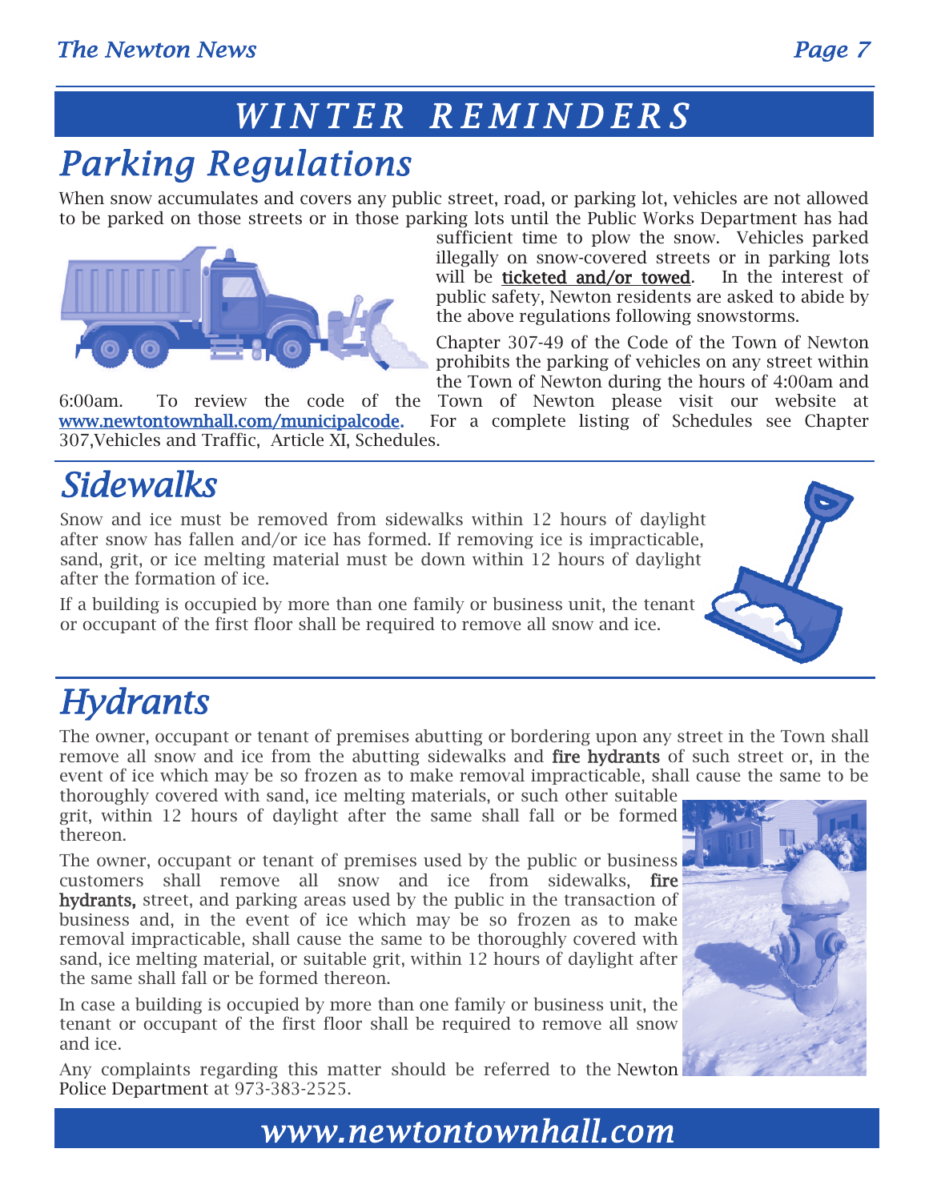# WINTER REMINDERS

## Parking Regulations

When snow accumulates and covers any public street, road, or parking lot, vehicles are not allowed to be parked on those streets or in those parking lots until the Public Works Department has had sufficient time to plow the snow. Vehicles parked illegally on snow-covered streets or in parking lots will be **ticketed and/or towed**. In the interest of public safety, Newton residents are asked to abide by the above regulations following snowstorms.

Chapter 307-49 of the Code of the Town of Newton prohibits the parking of vehicles on any street within the Town of Newton during the hours of 4:00am and 6:00am. To review the code of the Town of Newton please visit our website at www.newtontownhall.com/municipalcode. For a complete listing of Schedules see Chapter 307,Vehicles and Traffic, Article XI, Schedules.

## Sidewalks

Snow and ice must be removed from sidewalks within 12 hours of daylight after snow has fallen and/or ice has formed. If removing ice is impracticable, sand, grit, or ice melting material must be down within 12 hours of daylight after the formation of ice.

If a building is occupied by more than one family or business unit, the tenant or occupant of the first floor shall be required to remove all snow and ice.

## Hydrants

The owner, occupant or tenant of premises abutting or bordering upon any street in the Town shall remove all snow and ice from the abutting sidewalks and **fire hydrants** of such street or, in the event of ice which may be so frozen as to make removal impracticable, shall cause the same to be thoroughly covered with sand, ice melting materials, or such other suitable grit, within 12 hours of daylight after the same shall fall or be formed thereon.

The owner, occupant or tenant of premises used by the public or business customers shall remove all snow and ice from sidewalks, **fire hydrants,** street, and parking areas used by the public in the transaction of business and, in the event of ice which may be so frozen as to make removal impracticable, shall cause the same to be thoroughly covered with sand, ice melting material, or suitable grit, within 12 hours of daylight after the same shall fall or be formed thereon.

In case a building is occupied by more than one family or business unit, the tenant or occupant of the first floor shall be required to remove all snow and ice.

Any complaints regarding this matter should be referred to the Newton Police Department at 973-383-2525.

www.newtontownhall.com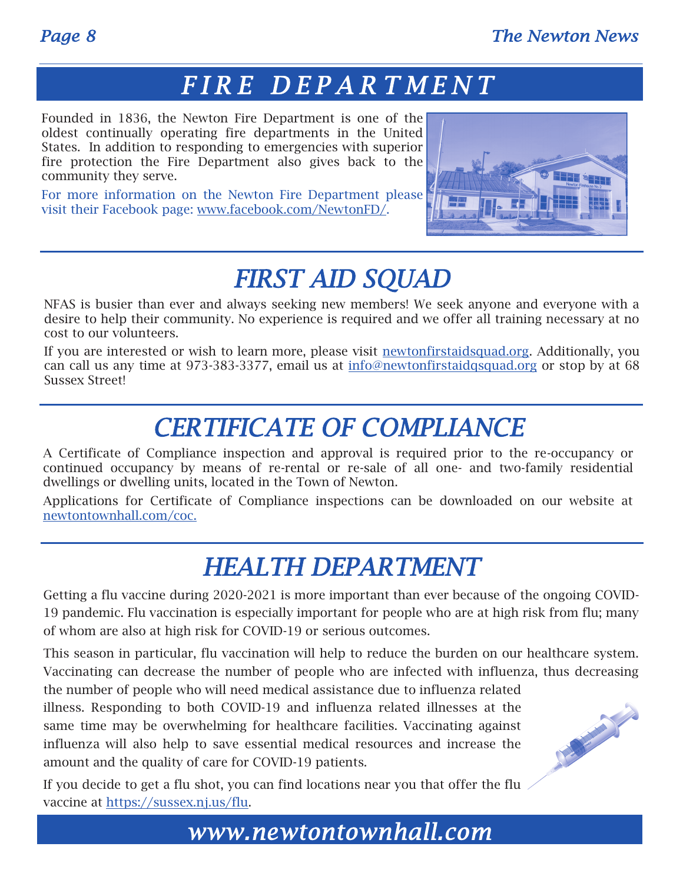# FIRE DEPARTMENT

Founded in 1836, the Newton Fire Department is one of the oldest continually operating fire departments in the United States. In addition to responding to emergencies with superior fire protection the Fire Department also gives back to the community they serve.

For more information on the Newton Fire Department please visit their Facebook page: www.facebook.com/NewtonFD/.

# FIRST AID SQUAD

NFAS is busier than ever and always seeking new members! We seek anyone and everyone with a desire to help their community. No experience is required and we offer all training necessary at no cost to our volunteers.

If you are interested or wish to learn more, please visit newtonfirstaidsquad.org. Additionally, you can call us any time at 973-383-3377, email us at info@newtonfirstaidqsquad.org or stop by at 68 Sussex Street!

# CERTIFICATE OF COMPLIANCE

A Certificate of Compliance inspection and approval is required prior to the re-occupancy or continued occupancy by means of re-rental or re-sale of all one- and two-family residential dwellings or dwelling units, located in the Town of Newton.

Applications for Certificate of Compliance inspections can be downloaded on our website at newtontownhall.com/coc.

# HEALTH DEPARTMENT

Getting a flu vaccine during 2020-2021 is more important than ever because of the ongoing COVID-19 pandemic. Flu vaccination is especially important for people who are at high risk from flu; many of whom are also at high risk for COVID-19 or serious outcomes.

This season in particular, flu vaccination will help to reduce the burden on our healthcare system. Vaccinating can decrease the number of people who are infected with influenza, thus decreasing the number of people who will need medical assistance due to influenza related illness. Responding to both COVID-19 and influenza related illnesses at the same time may be overwhelming for healthcare facilities. Vaccinating against influenza will also help to save essential medical resources and increase the amount and the quality of care for COVID-19 patients.

If you decide to get a flu shot, you can find locations near you that offer the flu vaccine at https://sussex.nj.us/flu.

**www.newtontownhall.com**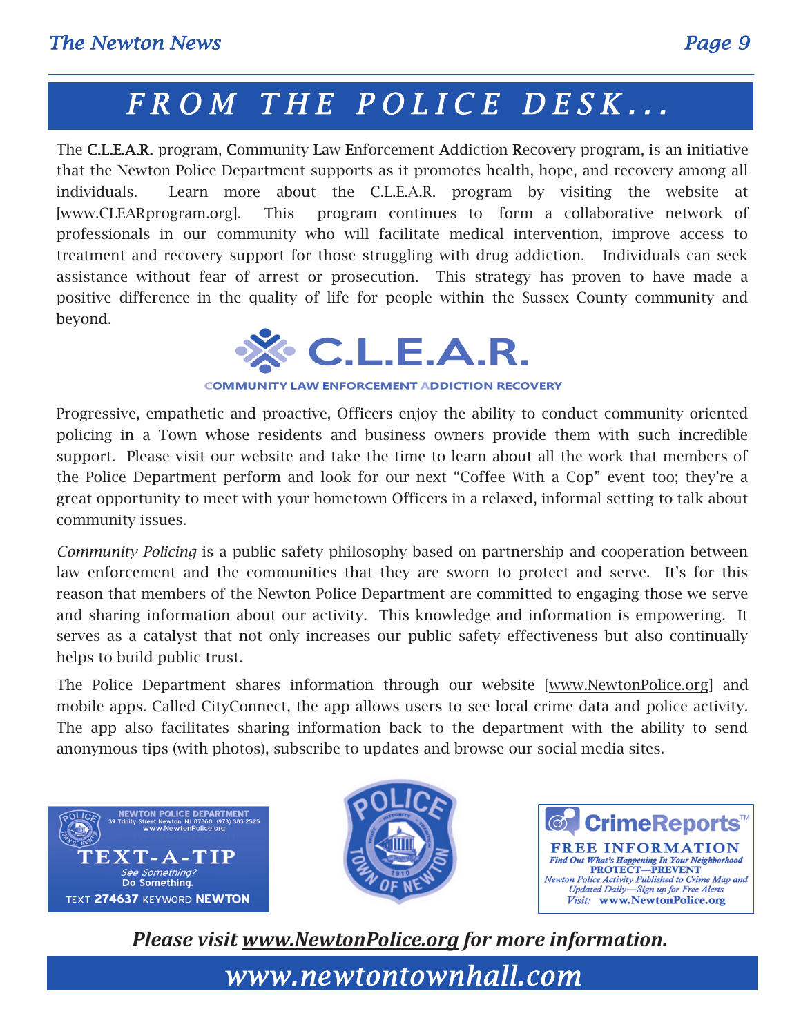# FROM THE POLICE DESK...

The **C.L.E.A.R.** program, **C**ommunity **L**aw **E**nforcement **A**ddiction **R**ecovery program, is an initiative that the Newton Police Department supports as it promotes health, hope, and recovery among all individuals. Learn more about the C.L.E.A.R. program by visiting the website at [www.CLEARprogram.org]. This program continues to form a collaborative network of professionals in our community who will facilitate medical intervention, improve access to treatment and recovery support for those struggling with drug addiction. Individuals can seek assistance without fear of arrest or prosecution. This strategy has proven to have made a positive difference in the quality of life for people within the Sussex County community and beyond.

**C.L.E.A.R.**
COMMUNITY LAW ENFORCEMENT ADDICTION RECOVERY

Progressive, empathetic and proactive, Officers enjoy the ability to conduct community oriented policing in a Town whose residents and business owners provide them with such incredible support. Please visit our website and take the time to learn about all the work that members of the Police Department perform and look for our next "Coffee With a Cop" event too; they're a great opportunity to meet with your hometown Officers in a relaxed, informal setting to talk about community issues.

*Community Policing* is a public safety philosophy based on partnership and cooperation between law enforcement and the communities that they are sworn to protect and serve. It's for this reason that members of the Newton Police Department are committed to engaging those we serve and sharing information about our activity. This knowledge and information is empowering. It serves as a catalyst that not only increases our public safety effectiveness but also continually helps to build public trust.

The Police Department shares information through our website [www.NewtonPolice.org] and mobile apps. Called CityConnect, the app allows users to see local crime data and police activity. The app also facilitates sharing information back to the department with the ability to send anonymous tips (with photos), subscribe to updates and browse our social media sites.

**NEWTON POLICE DEPARTMENT**
39 Trinity Street Newton, NJ 07860 (973) 383-2525
www.NewtonPolice.org
**TEXT-A-TIP**
*See Something?*
**Do Something.**
TEXT **274637** KEYWORD **NEWTON**

**CrimeReports™**
**FREE INFORMATION**
***Find Out What's Happening In Your Neighborhood***
**PROTECT—PREVENT**
*Newton Police Activity Published to Crime Map and Updated Daily—Sign up for Free Alerts*
*Visit:* **www.NewtonPolice.org**

***Please visit www.NewtonPolice.org for more information.***

*www.newtontownhall.com*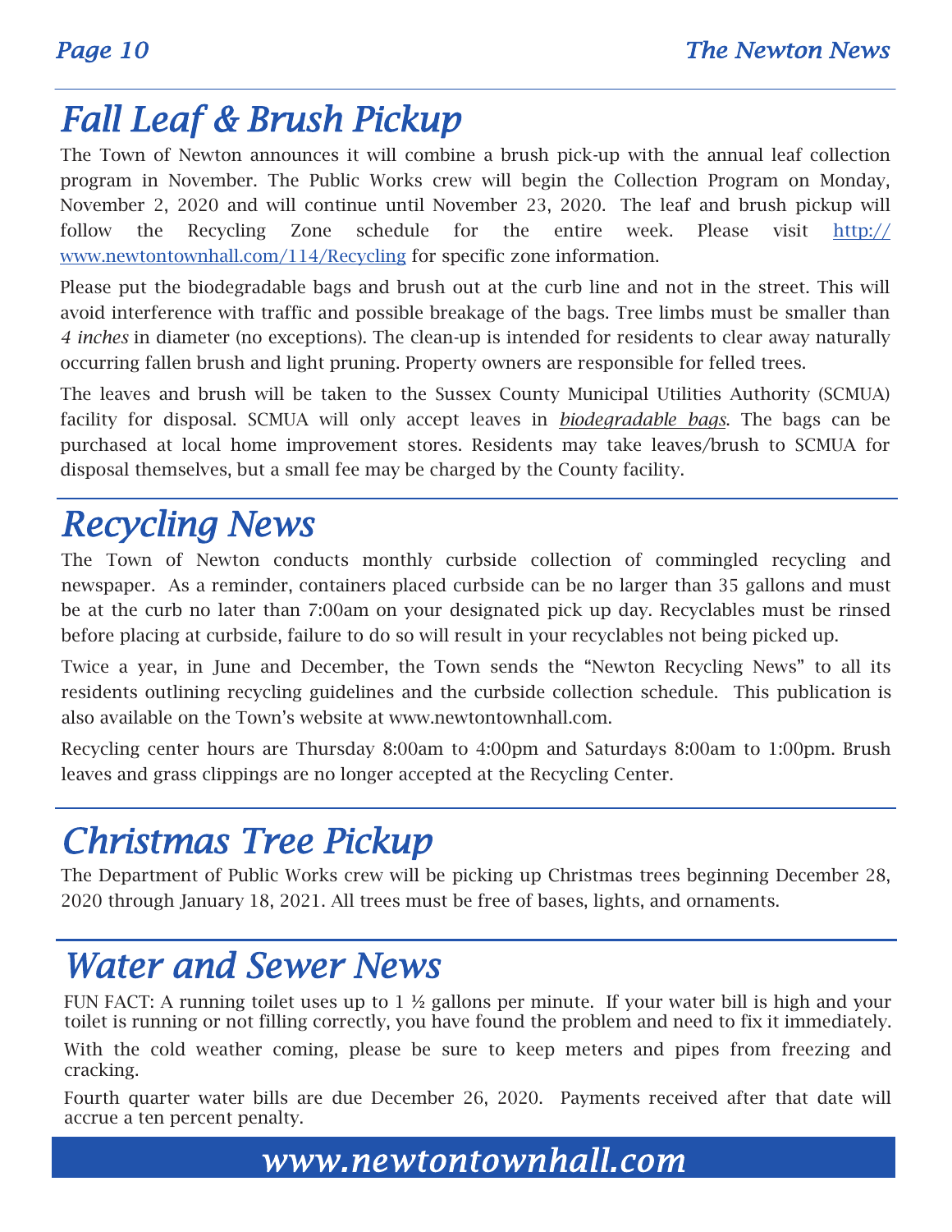# Fall Leaf & Brush Pickup

The Town of Newton announces it will combine a brush pick-up with the annual leaf collection program in November. The Public Works crew will begin the Collection Program on Monday, November 2, 2020 and will continue until November 23, 2020. The leaf and brush pickup will follow the Recycling Zone schedule for the entire week. Please visit [http://www.newtontownhall.com/114/Recycling](http://www.newtontownhall.com/114/Recycling) for specific zone information.

Please put the biodegradable bags and brush out at the curb line and not in the street. This will avoid interference with traffic and possible breakage of the bags. Tree limbs must be smaller than *4 inches* in diameter (no exceptions). The clean-up is intended for residents to clear away naturally occurring fallen brush and light pruning. Property owners are responsible for felled trees.

The leaves and brush will be taken to the Sussex County Municipal Utilities Authority (SCMUA) facility for disposal. SCMUA will only accept leaves in ***biodegradable bags***. The bags can be purchased at local home improvement stores. Residents may take leaves/brush to SCMUA for disposal themselves, but a small fee may be charged by the County facility.

# Recycling News

The Town of Newton conducts monthly curbside collection of commingled recycling and newspaper. As a reminder, containers placed curbside can be no larger than 35 gallons and must be at the curb no later than 7:00am on your designated pick up day. Recyclables must be rinsed before placing at curbside, failure to do so will result in your recyclables not being picked up.

Twice a year, in June and December, the Town sends the "Newton Recycling News" to all its residents outlining recycling guidelines and the curbside collection schedule. This publication is also available on the Town's website at www.newtontownhall.com.

Recycling center hours are Thursday 8:00am to 4:00pm and Saturdays 8:00am to 1:00pm. Brush leaves and grass clippings are no longer accepted at the Recycling Center.

# Christmas Tree Pickup

The Department of Public Works crew will be picking up Christmas trees beginning December 28, 2020 through January 18, 2021. All trees must be free of bases, lights, and ornaments.

# Water and Sewer News

FUN FACT: A running toilet uses up to 1 ½ gallons per minute. If your water bill is high and your toilet is running or not filling correctly, you have found the problem and need to fix it immediately.

With the cold weather coming, please be sure to keep meters and pipes from freezing and cracking.

Fourth quarter water bills are due December 26, 2020. Payments received after that date will accrue a ten percent penalty.

***www.newtontownhall.com***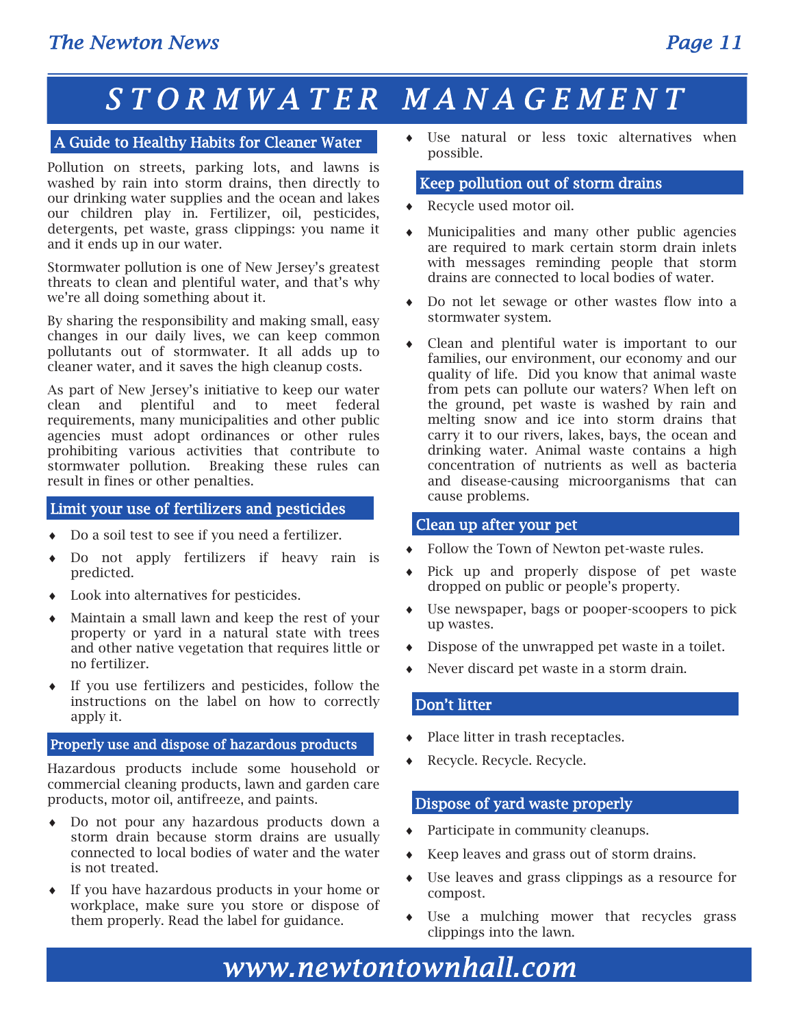# STORMWATER MANAGEMENT

## A Guide to Healthy Habits for Cleaner Water

Pollution on streets, parking lots, and lawns is washed by rain into storm drains, then directly to our drinking water supplies and the ocean and lakes our children play in. Fertilizer, oil, pesticides, detergents, pet waste, grass clippings: you name it and it ends up in our water.

Stormwater pollution is one of New Jersey's greatest threats to clean and plentiful water, and that's why we're all doing something about it.

By sharing the responsibility and making small, easy changes in our daily lives, we can keep common pollutants out of stormwater. It all adds up to cleaner water, and it saves the high cleanup costs.

As part of New Jersey's initiative to keep our water clean and plentiful and to meet federal requirements, many municipalities and other public agencies must adopt ordinances or other rules prohibiting various activities that contribute to stormwater pollution. Breaking these rules can result in fines or other penalties.

## Limit your use of fertilizers and pesticides

- Do a soil test to see if you need a fertilizer.
- Do not apply fertilizers if heavy rain is predicted.
- Look into alternatives for pesticides.
- Maintain a small lawn and keep the rest of your property or yard in a natural state with trees and other native vegetation that requires little or no fertilizer.
- If you use fertilizers and pesticides, follow the instructions on the label on how to correctly apply it.

## Properly use and dispose of hazardous products

Hazardous products include some household or commercial cleaning products, lawn and garden care products, motor oil, antifreeze, and paints.

- Do not pour any hazardous products down a storm drain because storm drains are usually connected to local bodies of water and the water is not treated.
- If you have hazardous products in your home or workplace, make sure you store or dispose of them properly. Read the label for guidance.
- Use natural or less toxic alternatives when possible.

## Keep pollution out of storm drains

- Recycle used motor oil.
- Municipalities and many other public agencies are required to mark certain storm drain inlets with messages reminding people that storm drains are connected to local bodies of water.
- Do not let sewage or other wastes flow into a stormwater system.
- Clean and plentiful water is important to our families, our environment, our economy and our quality of life. Did you know that animal waste from pets can pollute our waters? When left on the ground, pet waste is washed by rain and melting snow and ice into storm drains that carry it to our rivers, lakes, bays, the ocean and drinking water. Animal waste contains a high concentration of nutrients as well as bacteria and disease-causing microorganisms that can cause problems.

## Clean up after your pet

- Follow the Town of Newton pet-waste rules.
- Pick up and properly dispose of pet waste dropped on public or people's property.
- Use newspaper, bags or pooper-scoopers to pick up wastes.
- Dispose of the unwrapped pet waste in a toilet.
- Never discard pet waste in a storm drain.

## Don't litter

- Place litter in trash receptacles.
- Recycle. Recycle. Recycle.

## Dispose of yard waste properly

- Participate in community cleanups.
- Keep leaves and grass out of storm drains.
- Use leaves and grass clippings as a resource for compost.
- Use a mulching mower that recycles grass clippings into the lawn.

**www.newtontownhall.com**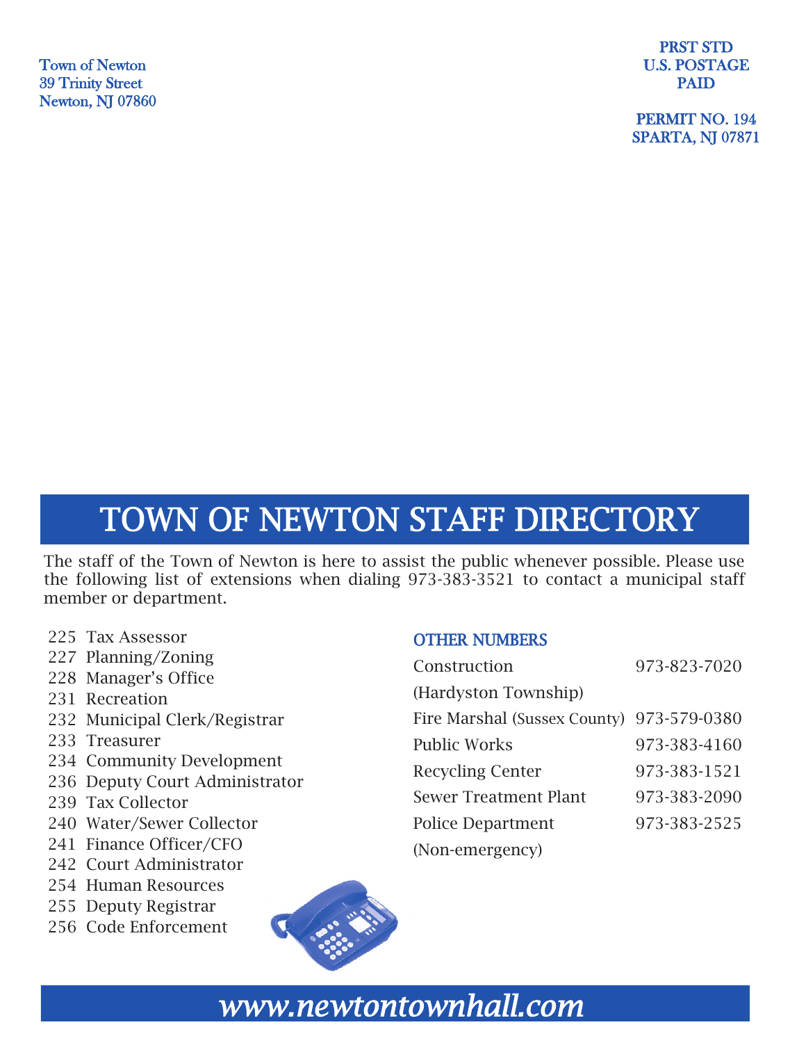Town of Newton
39 Trinity Street
Newton, NJ 07860

PRST STD
U.S. POSTAGE
PAID

PERMIT NO. 194
SPARTA, NJ 07871

# TOWN OF NEWTON STAFF DIRECTORY

The staff of the Town of Newton is here to assist the public whenever possible. Please use the following list of extensions when dialing 973-383-3521 to contact a municipal staff member or department.

- 225 Tax Assessor
- 227 Planning/Zoning
- 228 Manager's Office
- 231 Recreation
- 232 Municipal Clerk/Registrar
- 233 Treasurer
- 234 Community Development
- 236 Deputy Court Administrator
- 239 Tax Collector
- 240 Water/Sewer Collector
- 241 Finance Officer/CFO
- 242 Court Administrator
- 254 Human Resources
- 255 Deputy Registrar
- 256 Code Enforcement

## OTHER NUMBERS

| | |
|---|---|
| Construction (Hardyston Township) | 973-823-7020 |
| Fire Marshal (Sussex County) | 973-579-0380 |
| Public Works | 973-383-4160 |
| Recycling Center | 973-383-1521 |
| Sewer Treatment Plant | 973-383-2090 |
| Police Department (Non-emergency) | 973-383-2525 |

*www.newtontownhall.com*